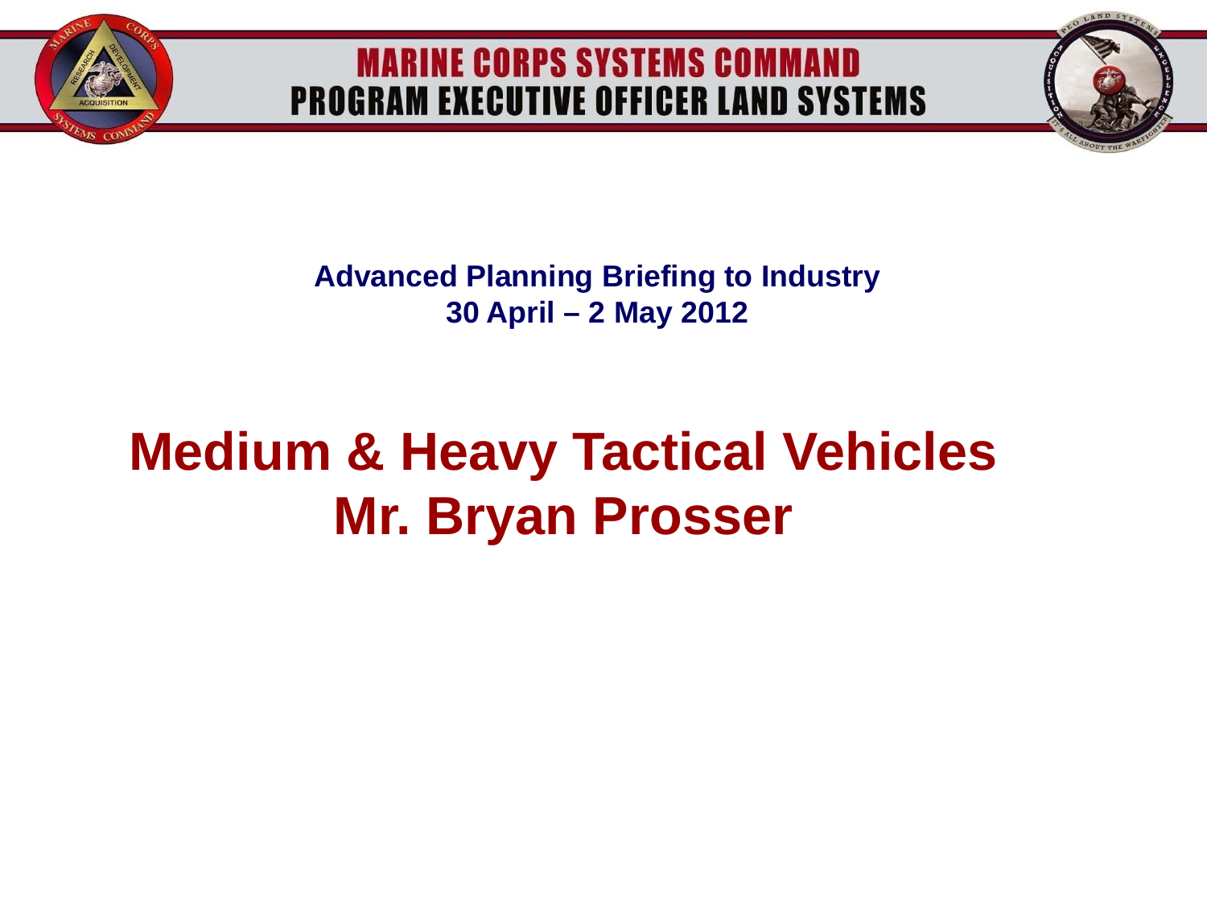MARINE CORPS SYSTEMS COMMAND
PROGRAM EXECUTIVE OFFICER LAND SYSTEMS

**Advanced Planning Briefing to Industry**
**30 April – 2 May 2012**

# Medium & Heavy Tactical Vehicles
# Mr. Bryan Prosser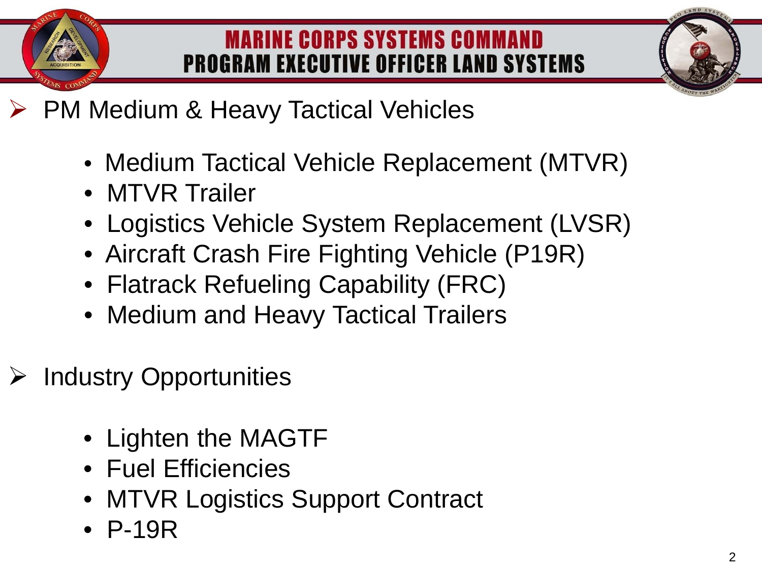# MARINE CORPS SYSTEMS COMMAND
## PROGRAM EXECUTIVE OFFICER LAND SYSTEMS

- PM Medium & Heavy Tactical Vehicles
  - Medium Tactical Vehicle Replacement (MTVR)
  - MTVR Trailer
  - Logistics Vehicle System Replacement (LVSR)
  - Aircraft Crash Fire Fighting Vehicle (P19R)
  - Flatrack Refueling Capability (FRC)
  - Medium and Heavy Tactical Trailers

- Industry Opportunities
  - Lighten the MAGTF
  - Fuel Efficiencies
  - MTVR Logistics Support Contract
  - P-19R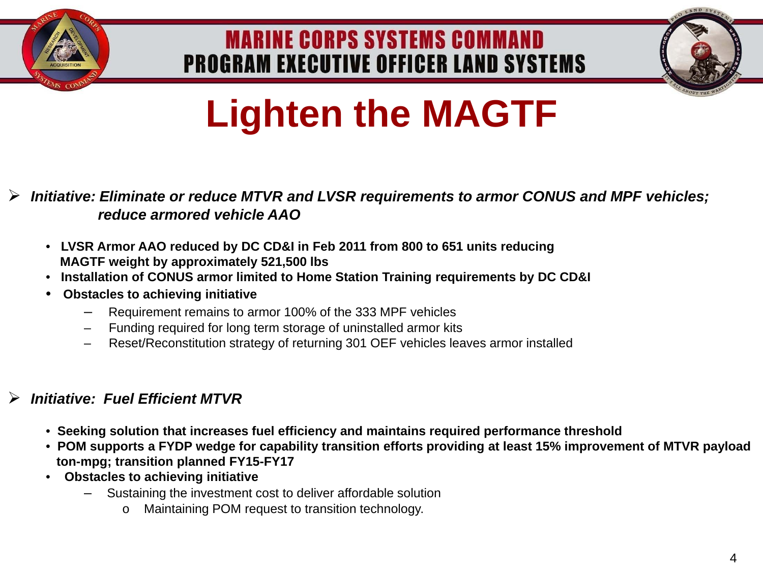# Lighten the MAGTF

- ***Initiative: Eliminate or reduce MTVR and LVSR requirements to armor CONUS and MPF vehicles; reduce armored vehicle AAO***

  - **LVSR Armor AAO reduced by DC CD&I in Feb 2011 from 800 to 651 units reducing MAGTF weight by approximately 521,500 lbs**
  - **Installation of CONUS armor limited to Home Station Training requirements by DC CD&I**
  - **Obstacles to achieving initiative**
    - Requirement remains to armor 100% of the 333 MPF vehicles
    - Funding required for long term storage of uninstalled armor kits
    - Reset/Reconstitution strategy of returning 301 OEF vehicles leaves armor installed

- ***Initiative: Fuel Efficient MTVR***

  - **Seeking solution that increases fuel efficiency and maintains required performance threshold**
  - **POM supports a FYDP wedge for capability transition efforts providing at least 15% improvement of MTVR payload ton-mpg; transition planned FY15-FY17**
  - **Obstacles to achieving initiative**
    - Sustaining the investment cost to deliver affordable solution
      - Maintaining POM request to transition technology.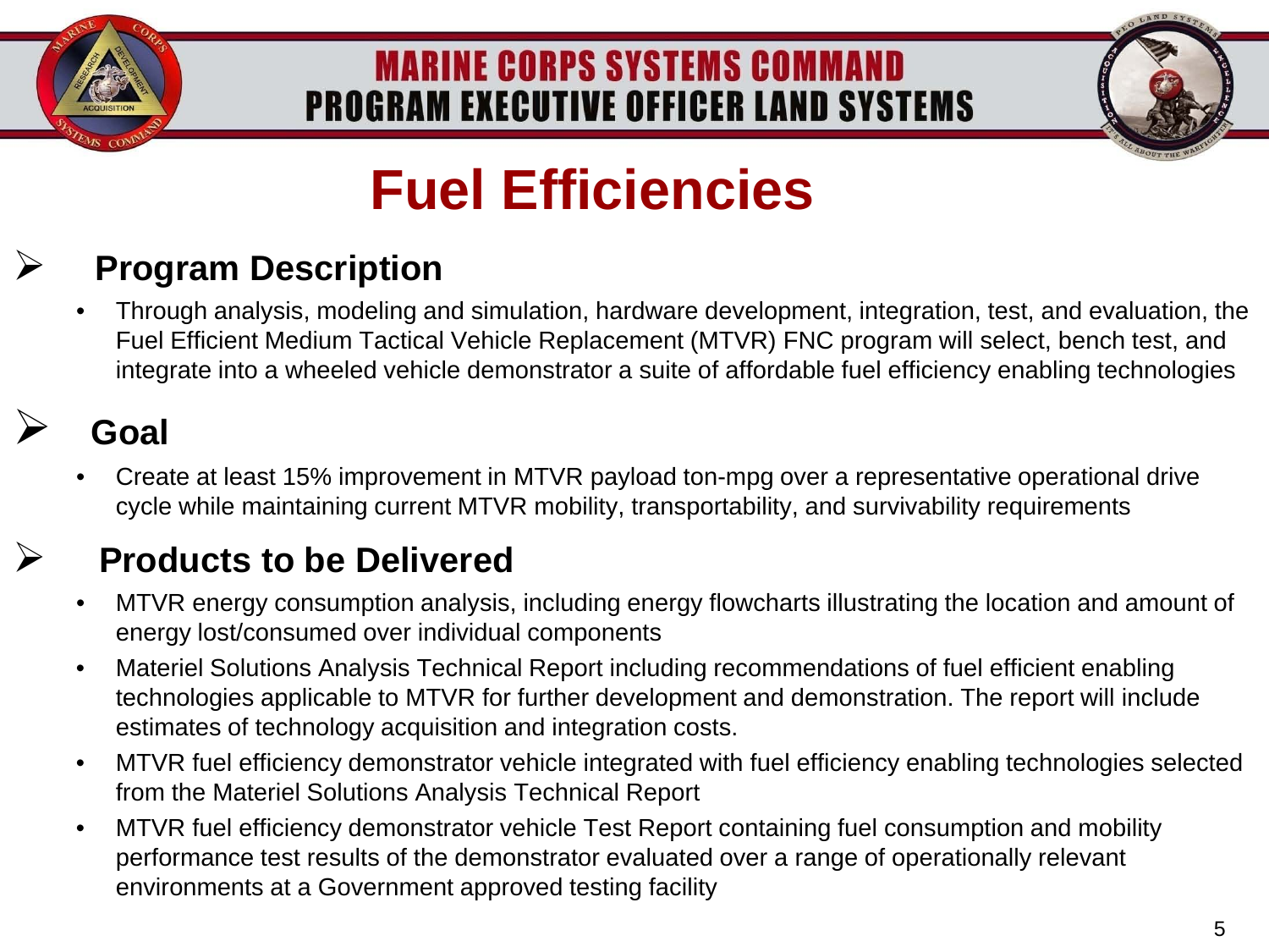# Fuel Efficiencies

## Program Description

- Through analysis, modeling and simulation, hardware development, integration, test, and evaluation, the Fuel Efficient Medium Tactical Vehicle Replacement (MTVR) FNC program will select, bench test, and integrate into a wheeled vehicle demonstrator a suite of affordable fuel efficiency enabling technologies

## Goal

- Create at least 15% improvement in MTVR payload ton-mpg over a representative operational drive cycle while maintaining current MTVR mobility, transportability, and survivability requirements

## Products to be Delivered

- MTVR energy consumption analysis, including energy flowcharts illustrating the location and amount of energy lost/consumed over individual components
- Materiel Solutions Analysis Technical Report including recommendations of fuel efficient enabling technologies applicable to MTVR for further development and demonstration. The report will include estimates of technology acquisition and integration costs.
- MTVR fuel efficiency demonstrator vehicle integrated with fuel efficiency enabling technologies selected from the Materiel Solutions Analysis Technical Report
- MTVR fuel efficiency demonstrator vehicle Test Report containing fuel consumption and mobility performance test results of the demonstrator evaluated over a range of operationally relevant environments at a Government approved testing facility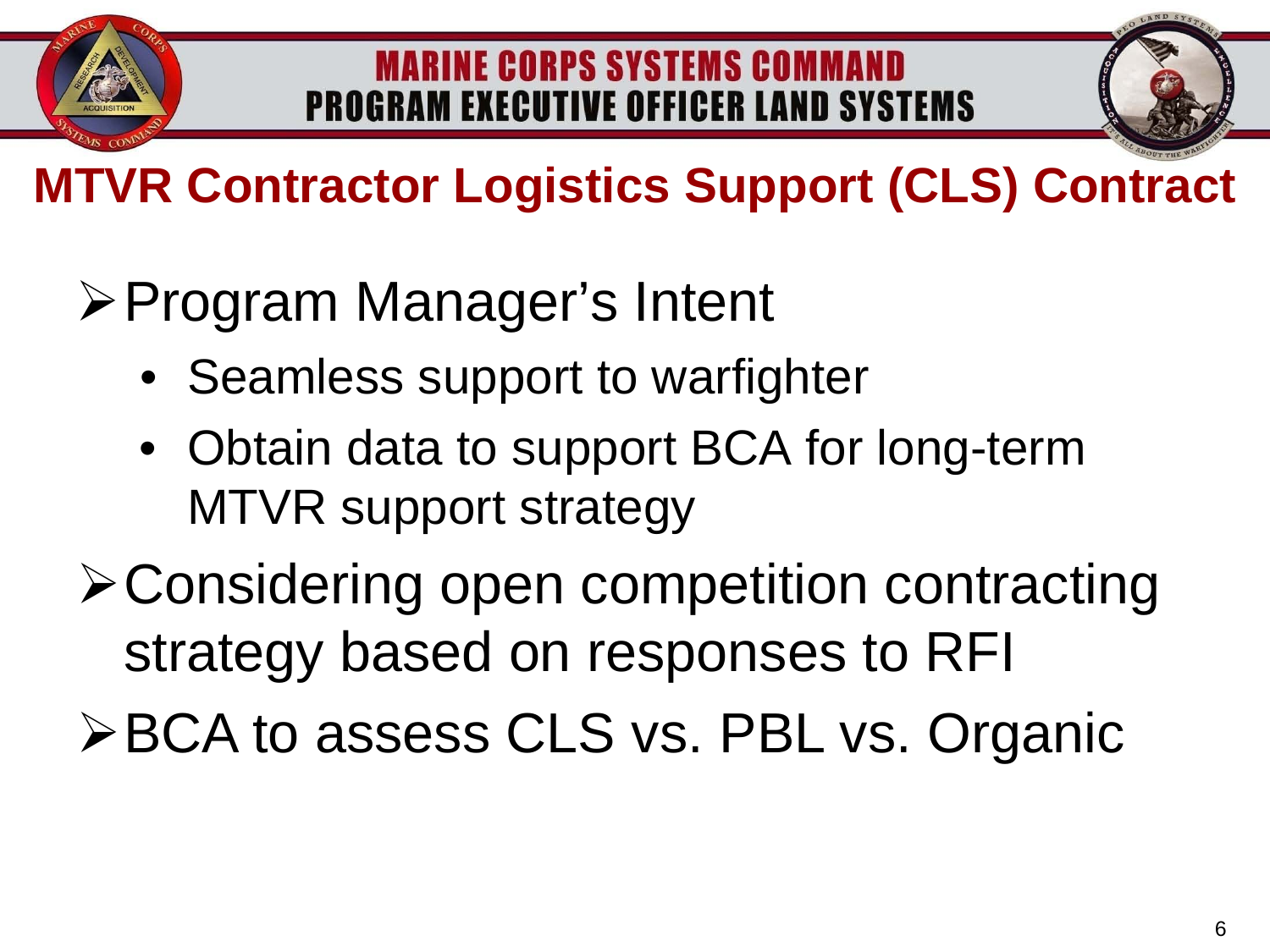# MTVR Contractor Logistics Support (CLS) Contract

- Program Manager's Intent
  - Seamless support to warfighter
  - Obtain data to support BCA for long-term MTVR support strategy
- Considering open competition contracting strategy based on responses to RFI
- BCA to assess CLS vs. PBL vs. Organic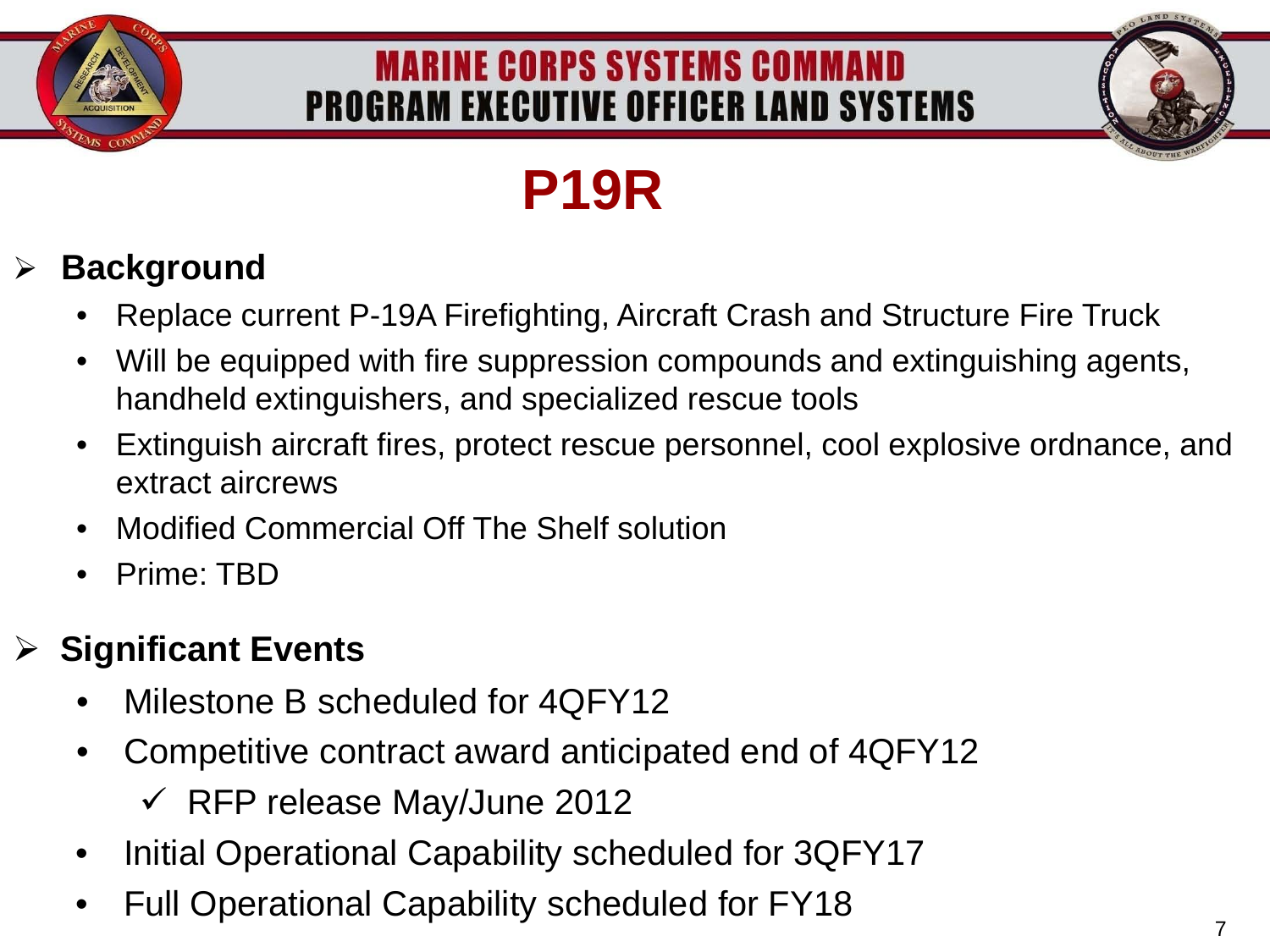# P19R

- **Background**
  - Replace current P-19A Firefighting, Aircraft Crash and Structure Fire Truck
  - Will be equipped with fire suppression compounds and extinguishing agents, handheld extinguishers, and specialized rescue tools
  - Extinguish aircraft fires, protect rescue personnel, cool explosive ordnance, and extract aircrews
  - Modified Commercial Off The Shelf solution
  - Prime: TBD

- **Significant Events**
  - Milestone B scheduled for 4QFY12
  - Competitive contract award anticipated end of 4QFY12
    - ✓ RFP release May/June 2012
  - Initial Operational Capability scheduled for 3QFY17
  - Full Operational Capability scheduled for FY18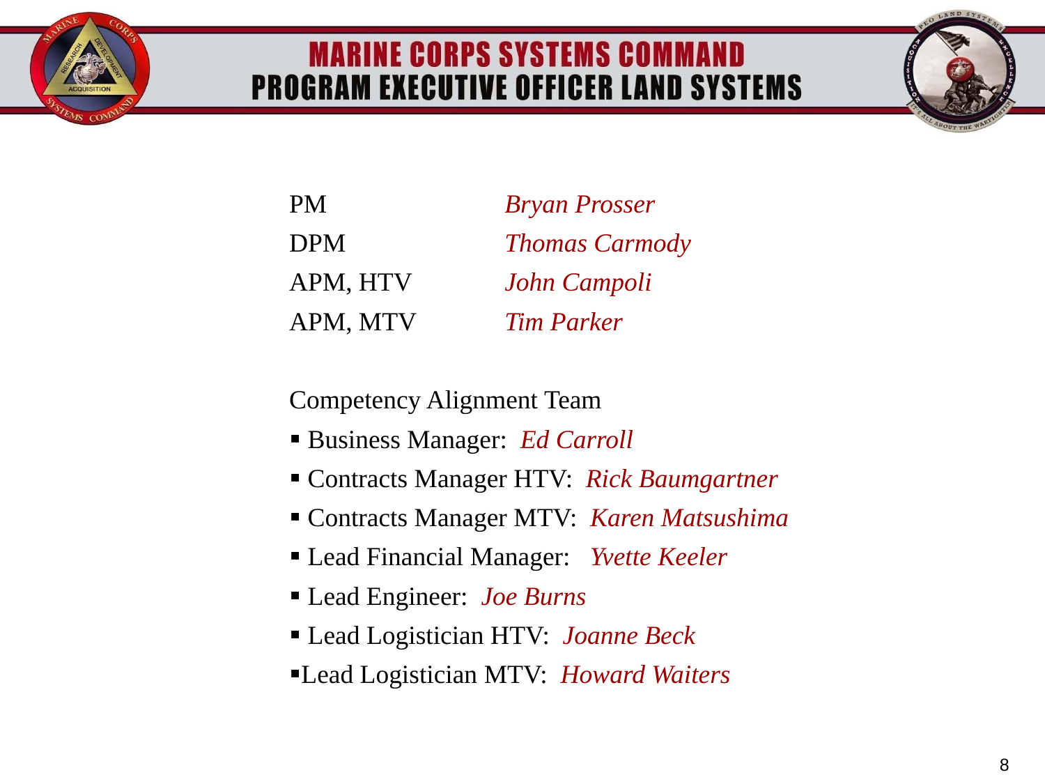# MARINE CORPS SYSTEMS COMMAND
## PROGRAM EXECUTIVE OFFICER LAND SYSTEMS

| | |
|---|---|
| PM | *Bryan Prosser* |
| DPM | *Thomas Carmody* |
| APM, HTV | *John Campoli* |
| APM, MTV | *Tim Parker* |

Competency Alignment Team

- Business Manager: *Ed Carroll*
- Contracts Manager HTV: *Rick Baumgartner*
- Contracts Manager MTV: *Karen Matsushima*
- Lead Financial Manager: *Yvette Keeler*
- Lead Engineer: *Joe Burns*
- Lead Logistician HTV: *Joanne Beck*
- Lead Logistician MTV: *Howard Waiters*